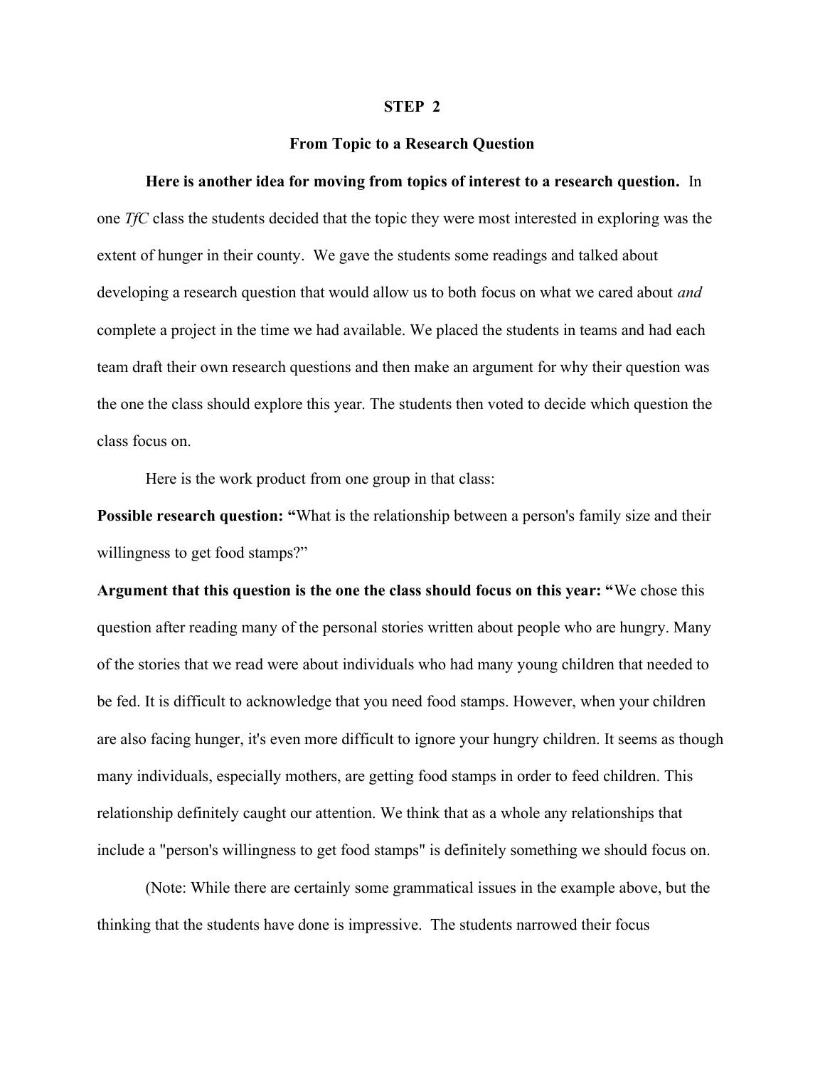# STEP 2

## From Topic to a Research Question

**Here is another idea for moving from topics of interest to a research question.** In one *TfC* class the students decided that the topic they were most interested in exploring was the extent of hunger in their county. We gave the students some readings and talked about developing a research question that would allow us to both focus on what we cared about *and* complete a project in the time we had available. We placed the students in teams and had each team draft their own research questions and then make an argument for why their question was the one the class should explore this year. The students then voted to decide which question the class focus on.

Here is the work product from one group in that class:

**Possible research question: "**What is the relationship between a person's family size and their willingness to get food stamps?"

**Argument that this question is the one the class should focus on this year: "**We chose this question after reading many of the personal stories written about people who are hungry. Many of the stories that we read were about individuals who had many young children that needed to be fed. It is difficult to acknowledge that you need food stamps. However, when your children are also facing hunger, it's even more difficult to ignore your hungry children. It seems as though many individuals, especially mothers, are getting food stamps in order to feed children. This relationship definitely caught our attention. We think that as a whole any relationships that include a "person's willingness to get food stamps" is definitely something we should focus on.

(Note: While there are certainly some grammatical issues in the example above, but the thinking that the students have done is impressive. The students narrowed their focus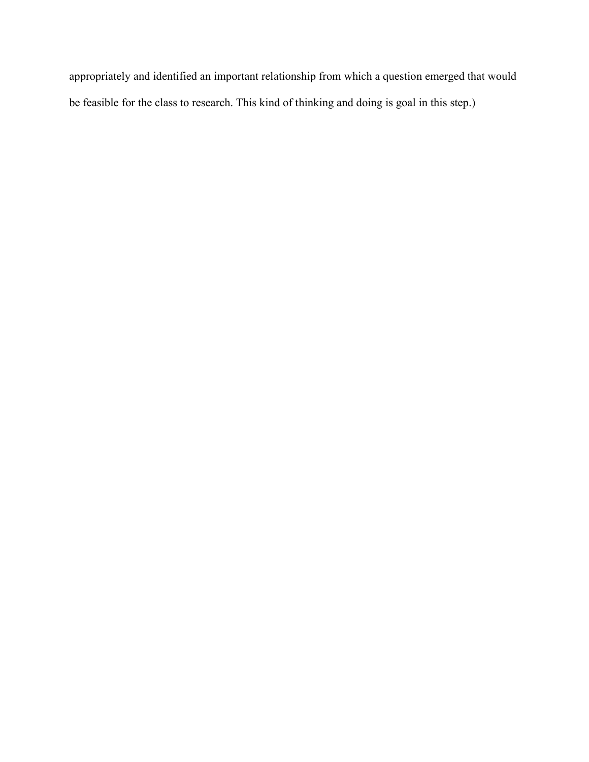appropriately and identified an important relationship from which a question emerged that would be feasible for the class to research. This kind of thinking and doing is goal in this step.)